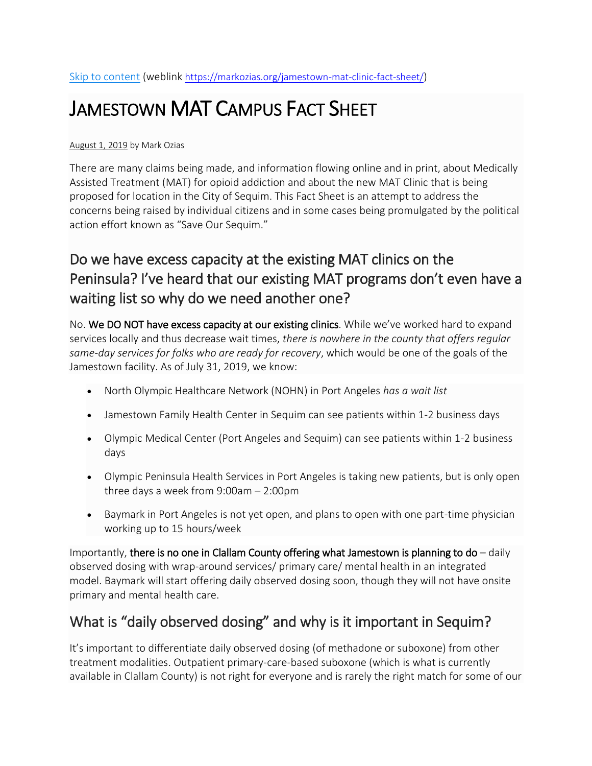[Skip to content](https://markozias.org/jamestown-mat-clinic-fact-sheet/) (weblink https://markozias.org/jamestown-mat-clinic-fact-sheet/)

# JAMESTOWN MAT CAMPUS FACT SHEET

August 1, 2019 by Mark Ozias

There are many claims being made, and information flowing online and in print, about Medically Assisted Treatment (MAT) for opioid addiction and about the new MAT Clinic that is being proposed for location in the City of Sequim. This Fact Sheet is an attempt to address the concerns being raised by individual citizens and in some cases being promulgated by the political action effort known as "Save Our Sequim."

## Do we have excess capacity at the existing MAT clinics on the Peninsula? I've heard that our existing MAT programs don't even have a waiting list so why do we need another one?

No. **We DO NOT have excess capacity at our existing clinics**. While we've worked hard to expand services locally and thus decrease wait times, *there is nowhere in the county that offers regular same-day services for folks who are ready for recovery*, which would be one of the goals of the Jamestown facility. As of July 31, 2019, we know:

- North Olympic Healthcare Network (NOHN) in Port Angeles *has a wait list*
- Jamestown Family Health Center in Sequim can see patients within 1-2 business days
- Olympic Medical Center (Port Angeles and Sequim) can see patients within 1-2 business days
- Olympic Peninsula Health Services in Port Angeles is taking new patients, but is only open three days a week from 9:00am – 2:00pm
- Baymark in Port Angeles is not yet open, and plans to open with one part-time physician working up to 15 hours/week

Importantly, **there is no one in Clallam County offering what Jamestown is planning to do** – daily observed dosing with wrap-around services/ primary care/ mental health in an integrated model. Baymark will start offering daily observed dosing soon, though they will not have onsite primary and mental health care.

## What is "daily observed dosing" and why is it important in Sequim?

It's important to differentiate daily observed dosing (of methadone or suboxone) from other treatment modalities. Outpatient primary-care-based suboxone (which is what is currently available in Clallam County) is not right for everyone and is rarely the right match for some of our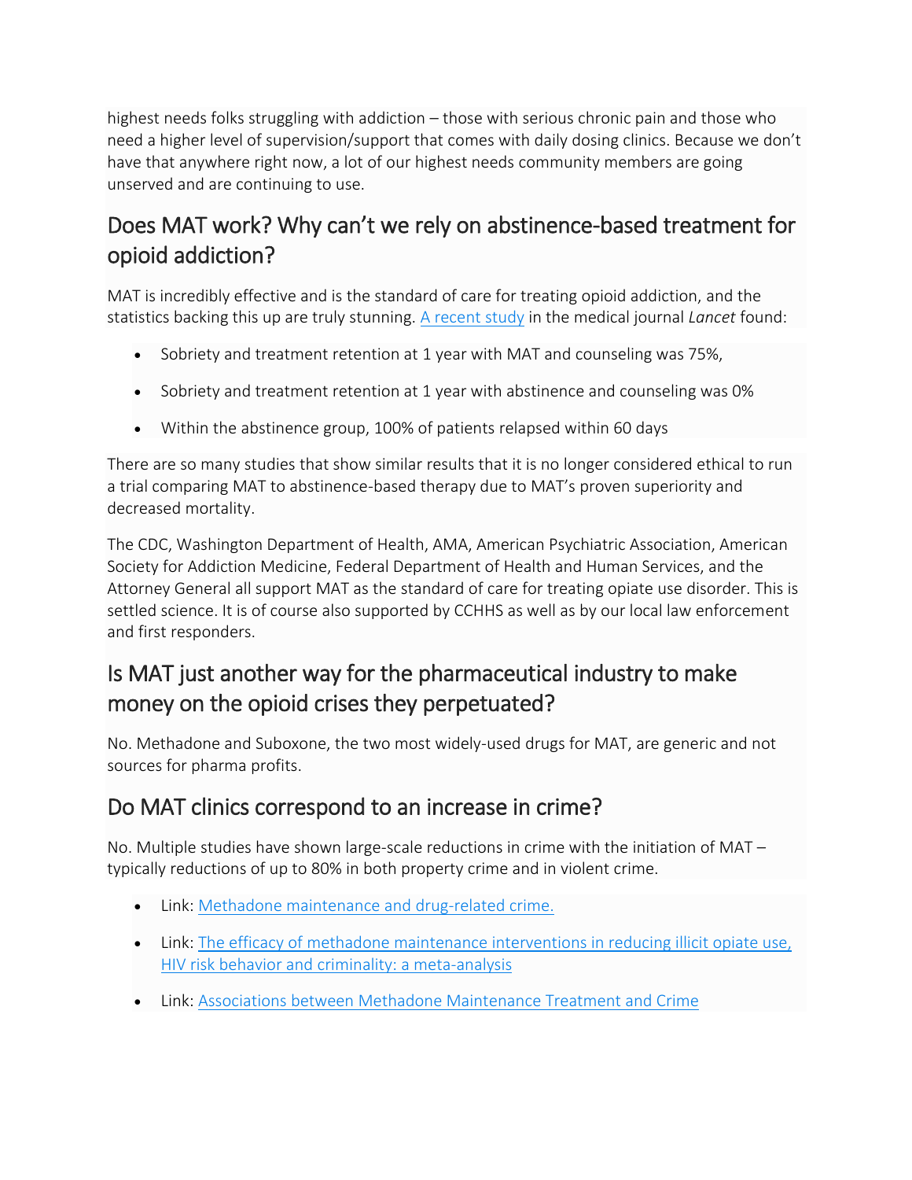highest needs folks struggling with addiction – those with serious chronic pain and those who need a higher level of supervision/support that comes with daily dosing clinics. Because we don't have that anywhere right now, a lot of our highest needs community members are going unserved and are continuing to use.

## Does MAT work? Why can't we rely on abstinence-based treatment for opioid addiction?

MAT is incredibly effective and is the standard of care for treating opioid addiction, and the statistics backing this up are truly stunning. [A recent study]() in the medical journal *Lancet* found:

- Sobriety and treatment retention at 1 year with MAT and counseling was 75%,
- Sobriety and treatment retention at 1 year with abstinence and counseling was 0%
- Within the abstinence group, 100% of patients relapsed within 60 days

There are so many studies that show similar results that it is no longer considered ethical to run a trial comparing MAT to abstinence-based therapy due to MAT's proven superiority and decreased mortality.

The CDC, Washington Department of Health, AMA, American Psychiatric Association, American Society for Addiction Medicine, Federal Department of Health and Human Services, and the Attorney General all support MAT as the standard of care for treating opiate use disorder. This is settled science. It is of course also supported by CCHHS as well as by our local law enforcement and first responders.

## Is MAT just another way for the pharmaceutical industry to make money on the opioid crises they perpetuated?

No. Methadone and Suboxone, the two most widely-used drugs for MAT, are generic and not sources for pharma profits.

## Do MAT clinics correspond to an increase in crime?

No. Multiple studies have shown large-scale reductions in crime with the initiation of MAT – typically reductions of up to 80% in both property crime and in violent crime.

- Link: [Methadone maintenance and drug-related crime.]()
- Link: [The efficacy of methadone maintenance interventions in reducing illicit opiate use, HIV risk behavior and criminality: a meta-analysis]()
- Link: [Associations between Methadone Maintenance Treatment and Crime]()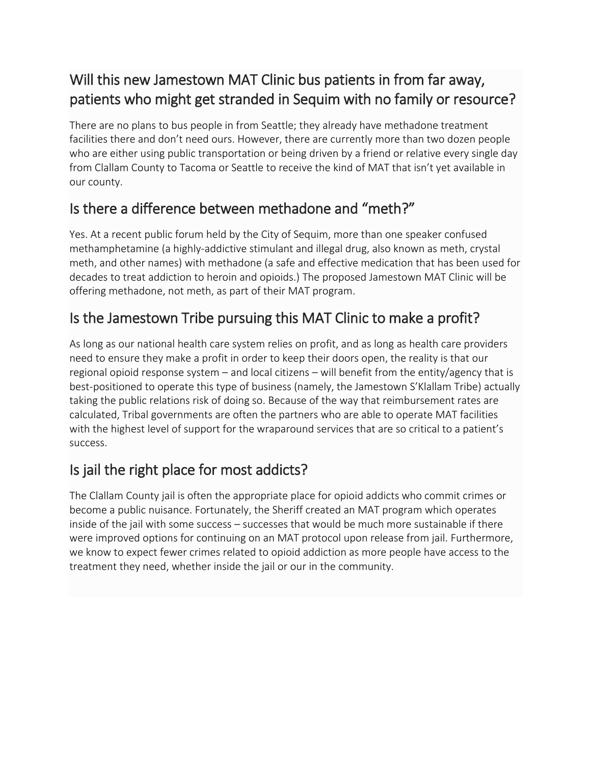## Will this new Jamestown MAT Clinic bus patients in from far away, patients who might get stranded in Sequim with no family or resource?

There are no plans to bus people in from Seattle; they already have methadone treatment facilities there and don't need ours. However, there are currently more than two dozen people who are either using public transportation or being driven by a friend or relative every single day from Clallam County to Tacoma or Seattle to receive the kind of MAT that isn't yet available in our county.

## Is there a difference between methadone and "meth?"

Yes. At a recent public forum held by the City of Sequim, more than one speaker confused methamphetamine (a highly-addictive stimulant and illegal drug, also known as meth, crystal meth, and other names) with methadone (a safe and effective medication that has been used for decades to treat addiction to heroin and opioids.) The proposed Jamestown MAT Clinic will be offering methadone, not meth, as part of their MAT program.

## Is the Jamestown Tribe pursuing this MAT Clinic to make a profit?

As long as our national health care system relies on profit, and as long as health care providers need to ensure they make a profit in order to keep their doors open, the reality is that our regional opioid response system – and local citizens – will benefit from the entity/agency that is best-positioned to operate this type of business (namely, the Jamestown S'Klallam Tribe) actually taking the public relations risk of doing so. Because of the way that reimbursement rates are calculated, Tribal governments are often the partners who are able to operate MAT facilities with the highest level of support for the wraparound services that are so critical to a patient's success.

## Is jail the right place for most addicts?

The Clallam County jail is often the appropriate place for opioid addicts who commit crimes or become a public nuisance. Fortunately, the Sheriff created an MAT program which operates inside of the jail with some success – successes that would be much more sustainable if there were improved options for continuing on an MAT protocol upon release from jail. Furthermore, we know to expect fewer crimes related to opioid addiction as more people have access to the treatment they need, whether inside the jail or our in the community.